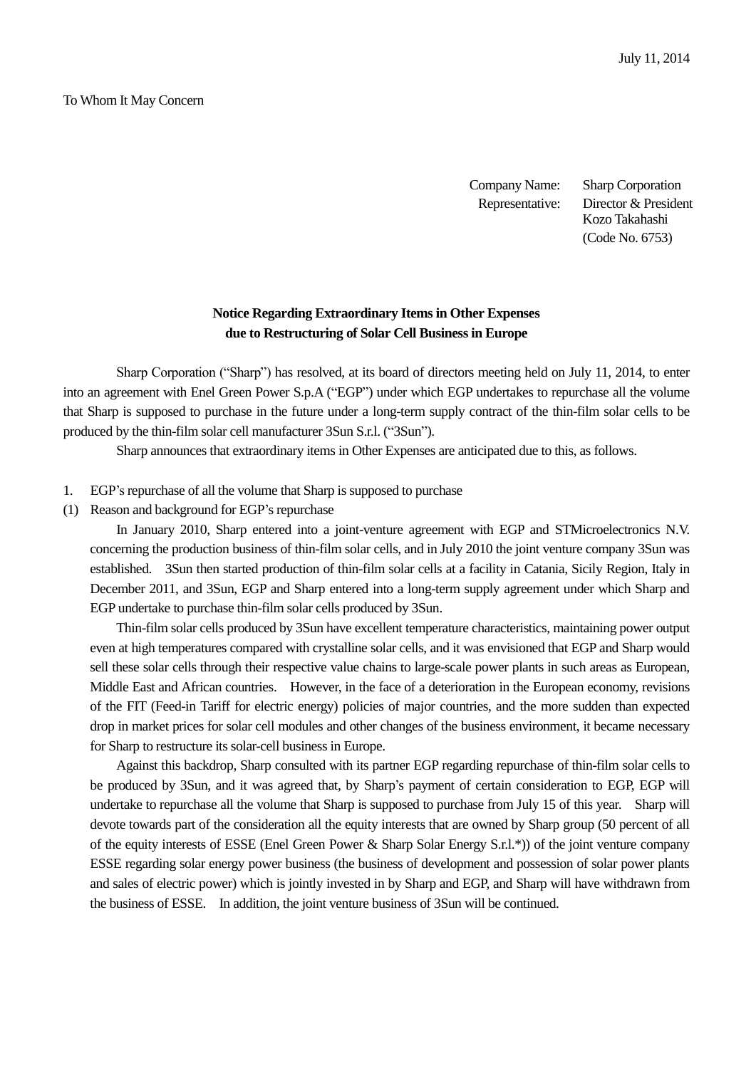July 11, 2014

To Whom It May Concern

Company Name: Sharp Corporation
Representative: Director & President
Kozo Takahashi
(Code No. 6753)

**Notice Regarding Extraordinary Items in Other Expenses due to Restructuring of Solar Cell Business in Europe**

Sharp Corporation ("Sharp") has resolved, at its board of directors meeting held on July 11, 2014, to enter into an agreement with Enel Green Power S.p.A ("EGP") under which EGP undertakes to repurchase all the volume that Sharp is supposed to purchase in the future under a long-term supply contract of the thin-film solar cells to be produced by the thin-film solar cell manufacturer 3Sun S.r.l. ("3Sun").

Sharp announces that extraordinary items in Other Expenses are anticipated due to this, as follows.

1. EGP's repurchase of all the volume that Sharp is supposed to purchase

(1) Reason and background for EGP's repurchase

In January 2010, Sharp entered into a joint-venture agreement with EGP and STMicroelectronics N.V. concerning the production business of thin-film solar cells, and in July 2010 the joint venture company 3Sun was established. 3Sun then started production of thin-film solar cells at a facility in Catania, Sicily Region, Italy in December 2011, and 3Sun, EGP and Sharp entered into a long-term supply agreement under which Sharp and EGP undertake to purchase thin-film solar cells produced by 3Sun.

Thin-film solar cells produced by 3Sun have excellent temperature characteristics, maintaining power output even at high temperatures compared with crystalline solar cells, and it was envisioned that EGP and Sharp would sell these solar cells through their respective value chains to large-scale power plants in such areas as European, Middle East and African countries. However, in the face of a deterioration in the European economy, revisions of the FIT (Feed-in Tariff for electric energy) policies of major countries, and the more sudden than expected drop in market prices for solar cell modules and other changes of the business environment, it became necessary for Sharp to restructure its solar-cell business in Europe.

Against this backdrop, Sharp consulted with its partner EGP regarding repurchase of thin-film solar cells to be produced by 3Sun, and it was agreed that, by Sharp's payment of certain consideration to EGP, EGP will undertake to repurchase all the volume that Sharp is supposed to purchase from July 15 of this year. Sharp will devote towards part of the consideration all the equity interests that are owned by Sharp group (50 percent of all of the equity interests of ESSE (Enel Green Power & Sharp Solar Energy S.r.l.*)) of the joint venture company ESSE regarding solar energy power business (the business of development and possession of solar power plants and sales of electric power) which is jointly invested in by Sharp and EGP, and Sharp will have withdrawn from the business of ESSE. In addition, the joint venture business of 3Sun will be continued.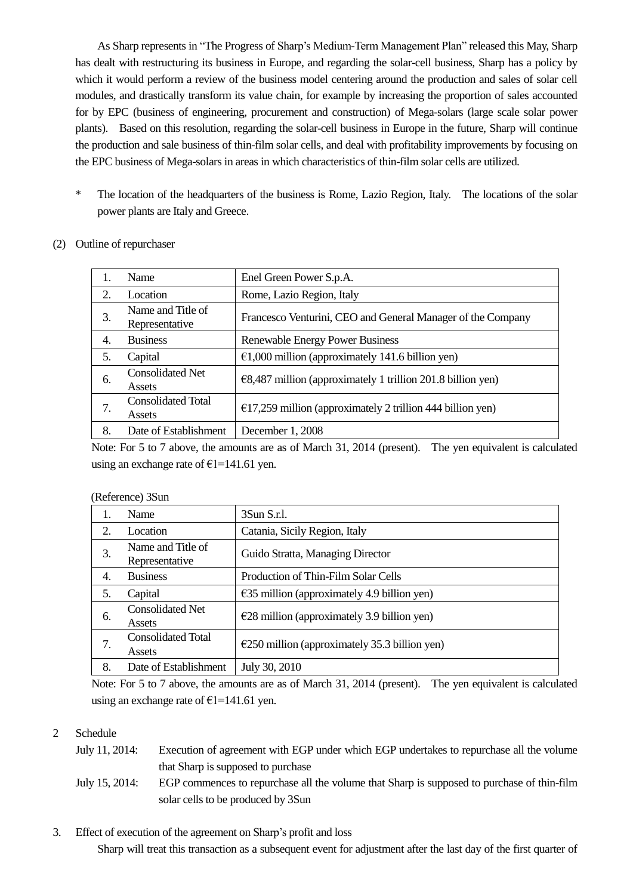As Sharp represents in "The Progress of Sharp's Medium-Term Management Plan" released this May, Sharp has dealt with restructuring its business in Europe, and regarding the solar-cell business, Sharp has a policy by which it would perform a review of the business model centering around the production and sales of solar cell modules, and drastically transform its value chain, for example by increasing the proportion of sales accounted for by EPC (business of engineering, procurement and construction) of Mega-solars (large scale solar power plants). Based on this resolution, regarding the solar-cell business in Europe in the future, Sharp will continue the production and sale business of thin-film solar cells, and deal with profitability improvements by focusing on the EPC business of Mega-solars in areas in which characteristics of thin-film solar cells are utilized.

\* The location of the headquarters of the business is Rome, Lazio Region, Italy. The locations of the solar power plants are Italy and Greece.

(2) Outline of repurchaser

| | | |
|---|---|---|
| 1. | Name | Enel Green Power S.p.A. |
| 2. | Location | Rome, Lazio Region, Italy |
| 3. | Name and Title of Representative | Francesco Venturini, CEO and General Manager of the Company |
| 4. | Business | Renewable Energy Power Business |
| 5. | Capital | €1,000 million (approximately 141.6 billion yen) |
| 6. | Consolidated Net Assets | €8,487 million (approximately 1 trillion 201.8 billion yen) |
| 7. | Consolidated Total Assets | €17,259 million (approximately 2 trillion 444 billion yen) |
| 8. | Date of Establishment | December 1, 2008 |

Note: For 5 to 7 above, the amounts are as of March 31, 2014 (present). The yen equivalent is calculated using an exchange rate of €1=141.61 yen.

(Reference) 3Sun

| | | |
|---|---|---|
| 1. | Name | 3Sun S.r.l. |
| 2. | Location | Catania, Sicily Region, Italy |
| 3. | Name and Title of Representative | Guido Stratta, Managing Director |
| 4. | Business | Production of Thin-Film Solar Cells |
| 5. | Capital | €35 million (approximately 4.9 billion yen) |
| 6. | Consolidated Net Assets | €28 million (approximately 3.9 billion yen) |
| 7. | Consolidated Total Assets | €250 million (approximately 35.3 billion yen) |
| 8. | Date of Establishment | July 30, 2010 |

Note: For 5 to 7 above, the amounts are as of March 31, 2014 (present). The yen equivalent is calculated using an exchange rate of €1=141.61 yen.

2 Schedule

July 11, 2014: Execution of agreement with EGP under which EGP undertakes to repurchase all the volume that Sharp is supposed to purchase

July 15, 2014: EGP commences to repurchase all the volume that Sharp is supposed to purchase of thin-film solar cells to be produced by 3Sun

3. Effect of execution of the agreement on Sharp's profit and loss

Sharp will treat this transaction as a subsequent event for adjustment after the last day of the first quarter of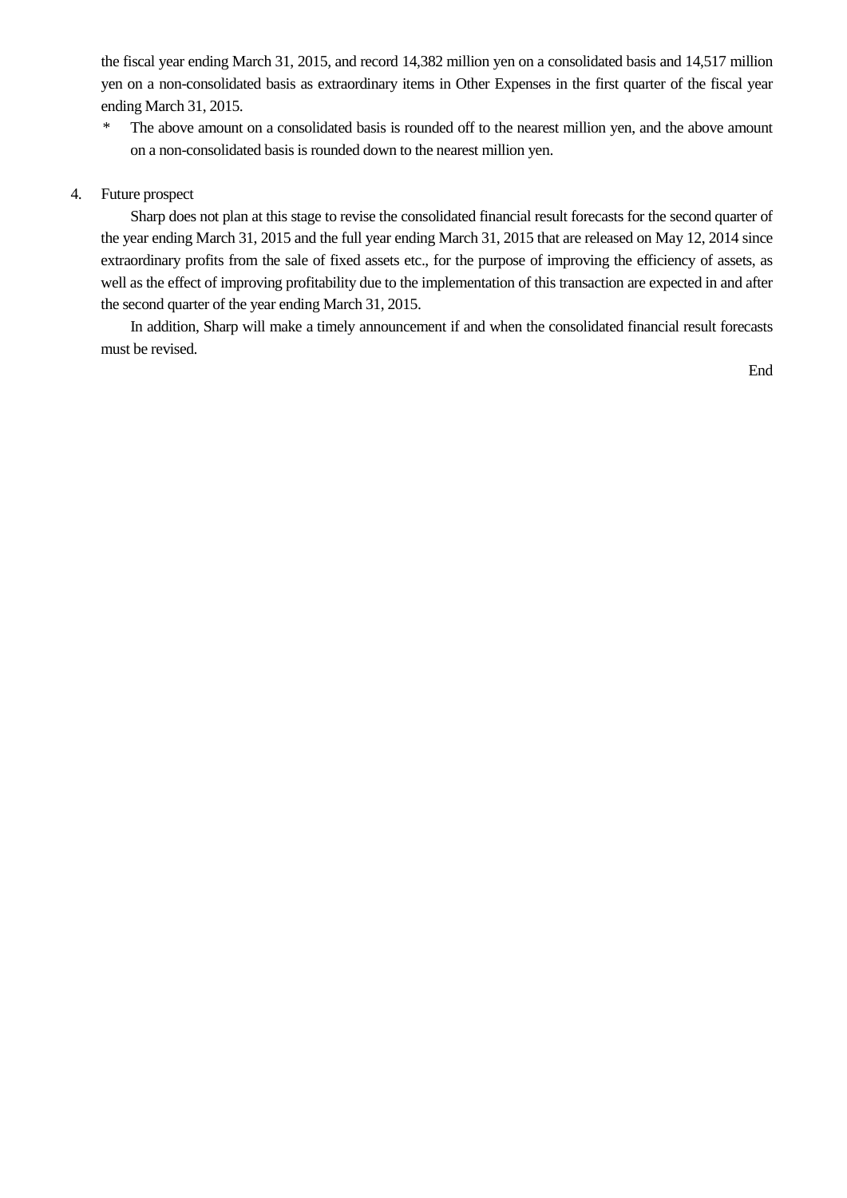the fiscal year ending March 31, 2015, and record 14,382 million yen on a consolidated basis and 14,517 million yen on a non-consolidated basis as extraordinary items in Other Expenses in the first quarter of the fiscal year ending March 31, 2015.

\* The above amount on a consolidated basis is rounded off to the nearest million yen, and the above amount on a non-consolidated basis is rounded down to the nearest million yen.

4. Future prospect

Sharp does not plan at this stage to revise the consolidated financial result forecasts for the second quarter of the year ending March 31, 2015 and the full year ending March 31, 2015 that are released on May 12, 2014 since extraordinary profits from the sale of fixed assets etc., for the purpose of improving the efficiency of assets, as well as the effect of improving profitability due to the implementation of this transaction are expected in and after the second quarter of the year ending March 31, 2015.

In addition, Sharp will make a timely announcement if and when the consolidated financial result forecasts must be revised.

End